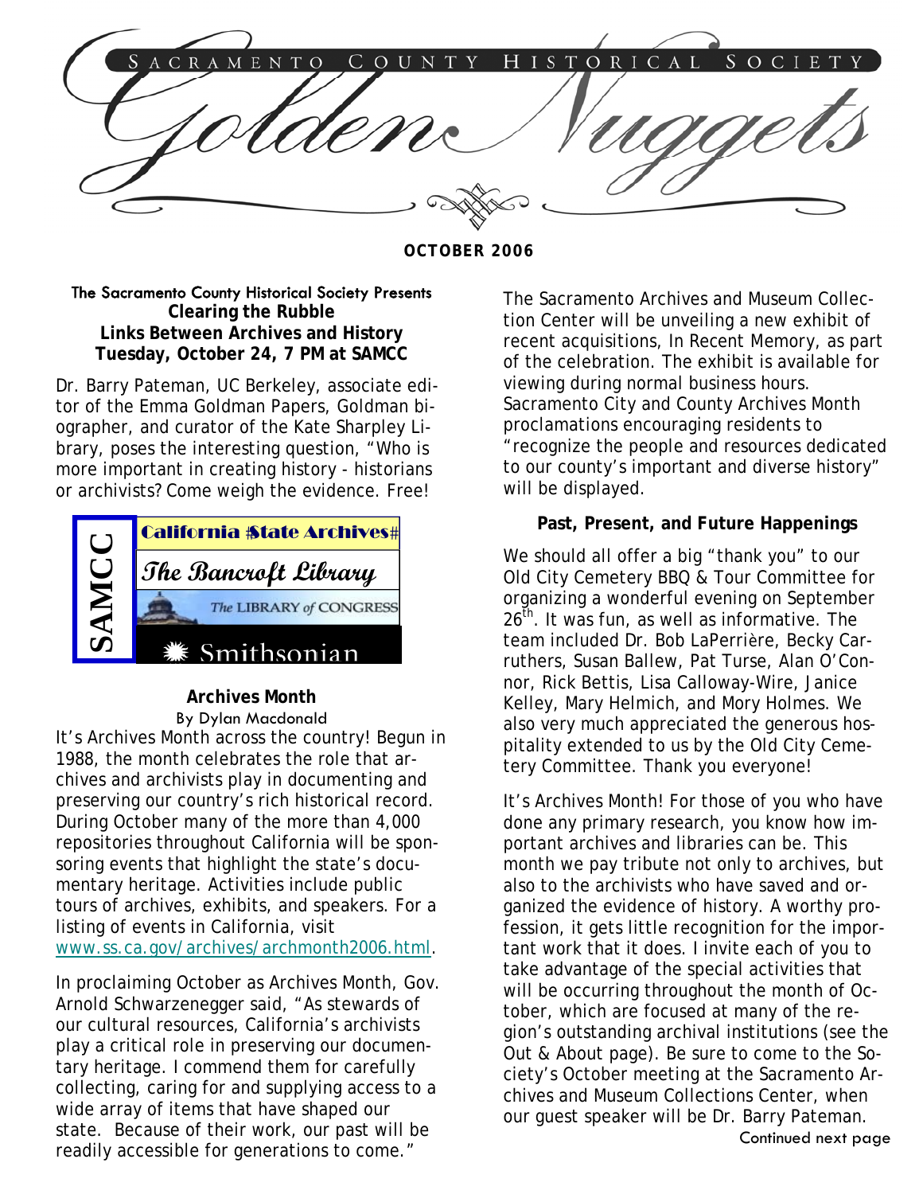# Sacramento County Historical Society

# Golden Nuggets

**OCTOBER 2006**

The Sacramento County Historical Society Presents
**Clearing the Rubble**
**Links Between Archives and History**
**Tuesday, October 24, 7 PM at SAMCC**

Dr. Barry Pateman, UC Berkeley, associate editor of the Emma Goldman Papers, Goldman biographer, and curator of the Kate Sharpley Library, poses the interesting question, "Who is more important in creating history - historians or archivists? Come weigh the evidence. Free!

SAMCC | California State Archives | The Bancroft Library | The LIBRARY of CONGRESS | Smithsonian

### Archives Month

By Dylan Macdonald

It's Archives Month across the country! Begun in 1988, the month celebrates the role that archives and archivists play in documenting and preserving our country's rich historical record. During October many of the more than 4,000 repositories throughout California will be sponsoring events that highlight the state's documentary heritage. Activities include public tours of archives, exhibits, and speakers. For a listing of events in California, visit www.ss.ca.gov/archives/archmonth2006.html.

In proclaiming October as Archives Month, Gov. Arnold Schwarzenegger said, "As stewards of our cultural resources, California's archivists play a critical role in preserving our documentary heritage. I commend them for carefully collecting, caring for and supplying access to a wide array of items that have shaped our state. Because of their work, our past will be readily accessible for generations to come."

The Sacramento Archives and Museum Collection Center will be unveiling a new exhibit of recent acquisitions, In Recent Memory, as part of the celebration. The exhibit is available for viewing during normal business hours. Sacramento City and County Archives Month proclamations encouraging residents to "recognize the people and resources dedicated to our county's important and diverse history" will be displayed.

### Past, Present, and Future Happenings

We should all offer a big "thank you" to our Old City Cemetery BBQ & Tour Committee for organizing a wonderful evening on September 26th. It was fun, as well as informative. The team included Dr. Bob LaPerrière, Becky Carruthers, Susan Ballew, Pat Turse, Alan O'Connor, Rick Bettis, Lisa Calloway-Wire, Janice Kelley, Mary Helmich, and Mory Holmes. We also very much appreciated the generous hospitality extended to us by the Old City Cemetery Committee. Thank you everyone!

It's Archives Month! For those of you who have done any primary research, you know how important archives and libraries can be. This month we pay tribute not only to archives, but also to the archivists who have saved and organized the evidence of history. A worthy profession, it gets little recognition for the important work that it does. I invite each of you to take advantage of the special activities that will be occurring throughout the month of October, which are focused at many of the region's outstanding archival institutions (see the Out & About page). Be sure to come to the Society's October meeting at the Sacramento Archives and Museum Collections Center, when our guest speaker will be Dr. Barry Pateman.

Continued next page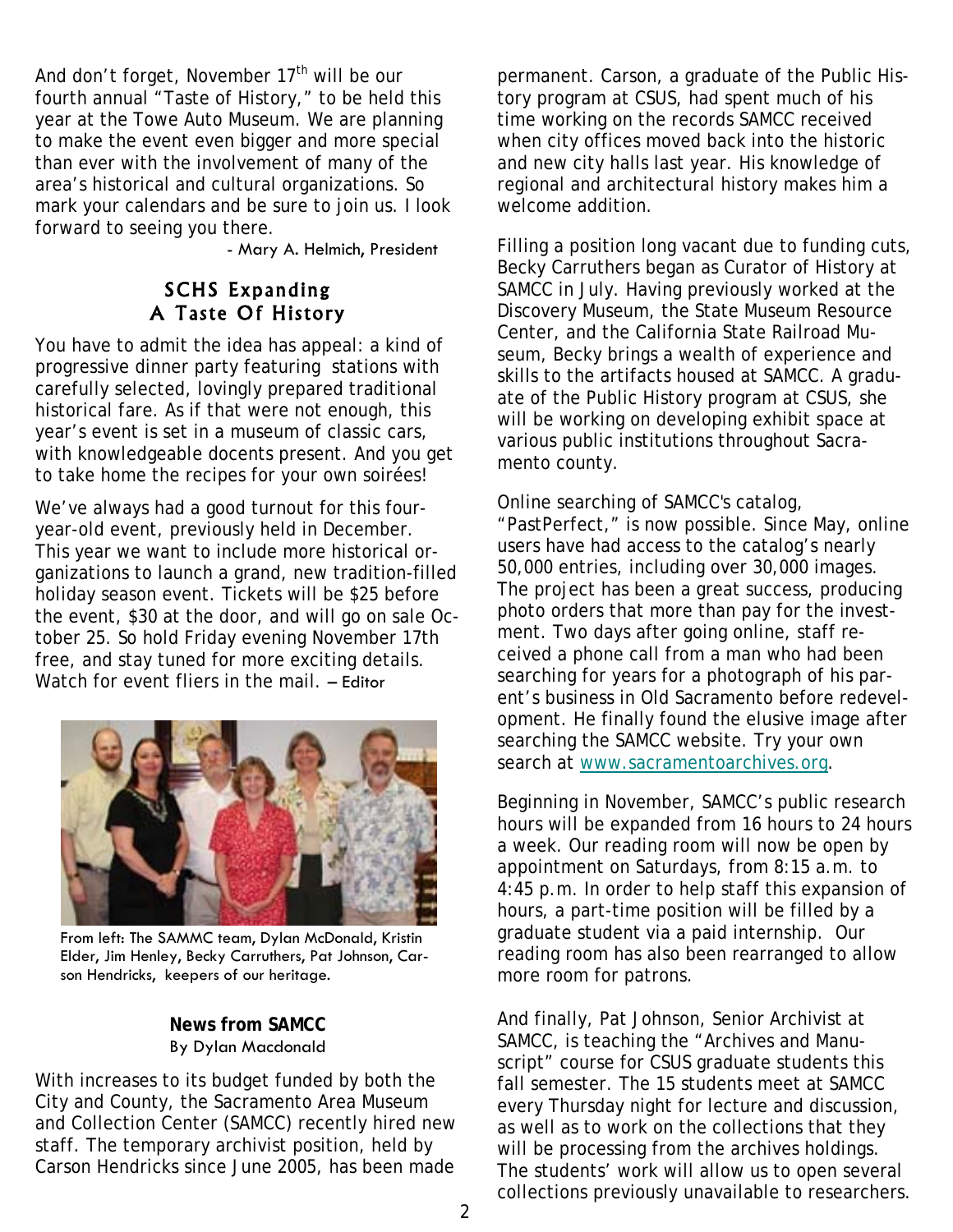And don't forget, November 17th will be our fourth annual "Taste of History," to be held this year at the Towe Auto Museum. We are planning to make the event even bigger and more special than ever with the involvement of many of the area's historical and cultural organizations. So mark your calendars and be sure to join us. I look forward to seeing you there.

- Mary A. Helmich, President

## SCHS Expanding A Taste Of History

You have to admit the idea has appeal: a kind of progressive dinner party featuring stations with carefully selected, lovingly prepared traditional historical fare. As if that were not enough, this year's event is set in a museum of classic cars, with knowledgeable docents present. And you get to take home the recipes for your own soirées!

We've always had a good turnout for this four-year-old event, previously held in December. This year we want to include more historical organizations to launch a grand, new tradition-filled holiday season event. Tickets will be $25 before the event, $30 at the door, and will go on sale October 25. So hold Friday evening November 17th free, and stay tuned for more exciting details. Watch for event fliers in the mail. – Editor

From left: The SAMMC team, Dylan McDonald, Kristin Elder, Jim Henley, Becky Carruthers, Pat Johnson, Carson Hendricks, keepers of our heritage.

### News from SAMCC

By Dylan Macdonald

With increases to its budget funded by both the City and County, the Sacramento Area Museum and Collection Center (SAMCC) recently hired new staff. The temporary archivist position, held by Carson Hendricks since June 2005, has been made permanent. Carson, a graduate of the Public History program at CSUS, had spent much of his time working on the records SAMCC received when city offices moved back into the historic and new city halls last year. His knowledge of regional and architectural history makes him a welcome addition.

Filling a position long vacant due to funding cuts, Becky Carruthers began as Curator of History at SAMCC in July. Having previously worked at the Discovery Museum, the State Museum Resource Center, and the California State Railroad Museum, Becky brings a wealth of experience and skills to the artifacts housed at SAMCC. A graduate of the Public History program at CSUS, she will be working on developing exhibit space at various public institutions throughout Sacramento county.

Online searching of SAMCC's catalog, "PastPerfect," is now possible. Since May, online users have had access to the catalog's nearly 50,000 entries, including over 30,000 images. The project has been a great success, producing photo orders that more than pay for the investment. Two days after going online, staff received a phone call from a man who had been searching for years for a photograph of his parent's business in Old Sacramento before redevelopment. He finally found the elusive image after searching the SAMCC website. Try your own search at www.sacramentoarchives.org.

Beginning in November, SAMCC's public research hours will be expanded from 16 hours to 24 hours a week. Our reading room will now be open by appointment on Saturdays, from 8:15 a.m. to 4:45 p.m. In order to help staff this expansion of hours, a part-time position will be filled by a graduate student via a paid internship. Our reading room has also been rearranged to allow more room for patrons.

And finally, Pat Johnson, Senior Archivist at SAMCC, is teaching the "Archives and Manuscript" course for CSUS graduate students this fall semester. The 15 students meet at SAMCC every Thursday night for lecture and discussion, as well as to work on the collections that they will be processing from the archives holdings. The students' work will allow us to open several collections previously unavailable to researchers.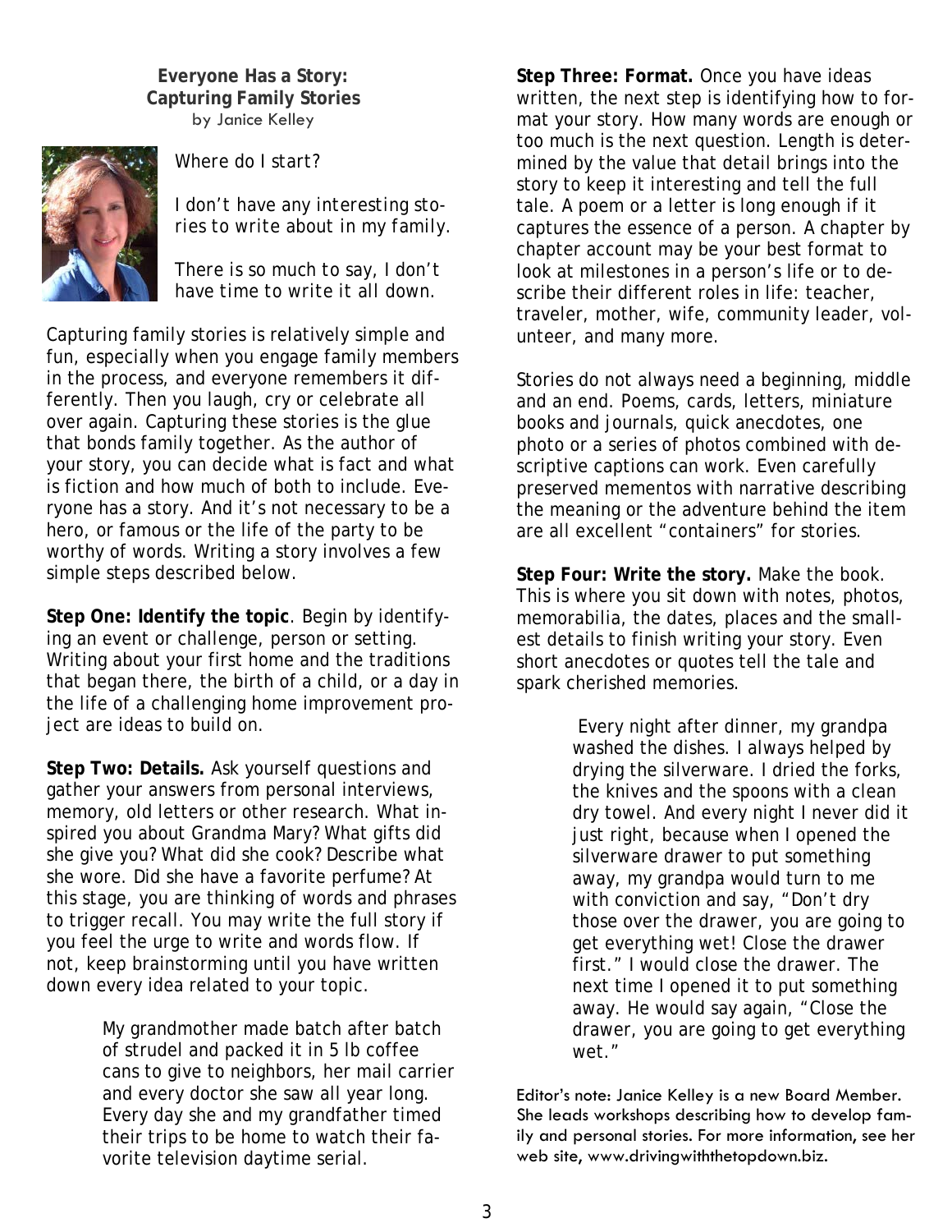## Everyone Has a Story: Capturing Family Stories

by Janice Kelley

*Where do I start?*

*I don't have any interesting stories to write about in my family.*

*There is so much to say, I don't have time to write it all down.*

Capturing family stories is relatively simple and fun, especially when you engage family members in the process, and everyone remembers it differently. Then you laugh, cry or celebrate all over again. Capturing these stories is the glue that bonds family together. As the author of your story, you can decide what is fact and what is fiction and how much of both to include. Everyone has a story. And it's not necessary to be a hero, or famous or the life of the party to be worthy of words. Writing a story involves a few simple steps described below.

**Step One: Identify the topic**. Begin by identifying an event or challenge, person or setting. Writing about your first home and the traditions that began there, the birth of a child, or a day in the life of a challenging home improvement project are ideas to build on.

**Step Two: Details.** Ask yourself questions and gather your answers from personal interviews, memory, old letters or other research. What inspired you about Grandma Mary? What gifts did she give you? What did she cook? Describe what she wore. Did she have a favorite perfume? At this stage, you are thinking of words and phrases to trigger recall. You may write the full story if you feel the urge to write and words flow. If not, keep brainstorming until you have written down every idea related to your topic.

> My grandmother made batch after batch of strudel and packed it in 5 lb coffee cans to give to neighbors, her mail carrier and every doctor she saw all year long. Every day she and my grandfather timed their trips to be home to watch their favorite television daytime serial.

**Step Three: Format.** Once you have ideas written, the next step is identifying how to format your story. How many words are enough or too much is the next question. Length is determined by the value that detail brings into the story to keep it interesting and tell the full tale. A poem or a letter is long enough if it captures the essence of a person. A chapter by chapter account may be your best format to look at milestones in a person's life or to describe their different roles in life: teacher, traveler, mother, wife, community leader, volunteer, and many more.

Stories do not always need a beginning, middle and an end. Poems, cards, letters, miniature books and journals, quick anecdotes, one photo or a series of photos combined with descriptive captions can work. Even carefully preserved mementos with narrative describing the meaning or the adventure behind the item are all excellent "containers" for stories.

**Step Four: Write the story.** Make the book. This is where you sit down with notes, photos, memorabilia, the dates, places and the smallest details to finish writing your story. Even short anecdotes or quotes tell the tale and spark cherished memories.

> Every night after dinner, my grandpa washed the dishes. I always helped by drying the silverware. I dried the forks, the knives and the spoons with a clean dry towel. And every night I never did it just right, because when I opened the silverware drawer to put something away, my grandpa would turn to me with conviction and say, "Don't dry those over the drawer, you are going to get everything wet! Close the drawer first." I would close the drawer. The next time I opened it to put something away. He would say again, "Close the drawer, you are going to get everything wet."

Editor's note: Janice Kelley is a new Board Member. She leads workshops describing how to develop family and personal stories. For more information, see her web site, www.drivingwiththetopdown.biz.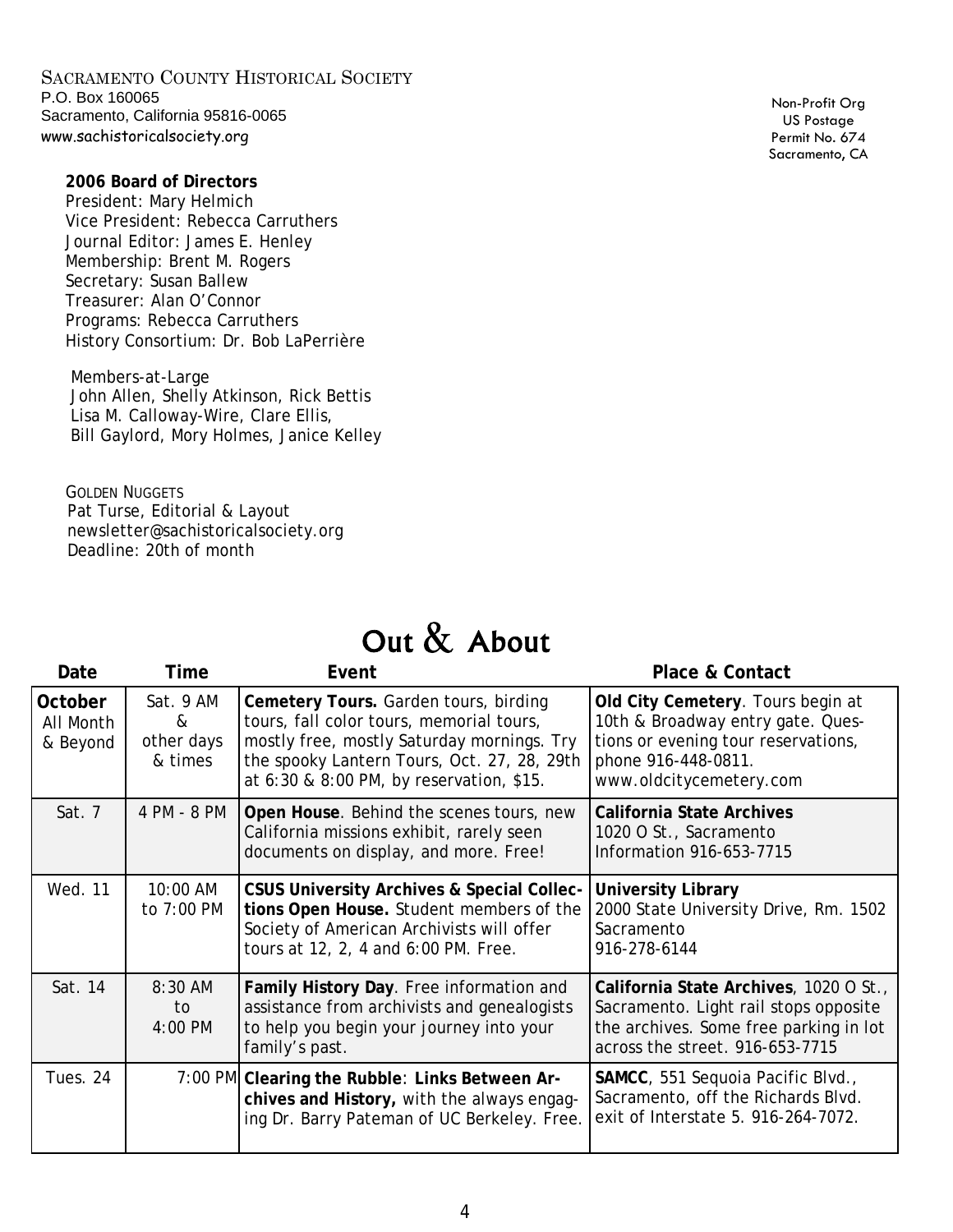SACRAMENTO COUNTY HISTORICAL SOCIETY
P.O. Box 160065
Sacramento, California 95816-0065
www.sachistoricalsociety.org

Non-Profit Org
US Postage
Permit No. 674
Sacramento, CA

**2006 Board of Directors**
President: Mary Helmich
Vice President: Rebecca Carruthers
Journal Editor: James E. Henley
Membership: Brent M. Rogers
Secretary: Susan Ballew
Treasurer: Alan O'Connor
Programs: Rebecca Carruthers
History Consortium: Dr. Bob LaPerrière

Members-at-Large
John Allen, Shelly Atkinson, Rick Bettis
Lisa M. Calloway-Wire, Clare Ellis,
Bill Gaylord, Mory Holmes, Janice Kelley

GOLDEN NUGGETS
Pat Turse, Editorial & Layout
newsletter@sachistoricalsociety.org
Deadline: 20th of month

# Out & About

| Date | Time | Event | Place & Contact |
|---|---|---|---|
| **October** All Month & Beyond | Sat. 9 AM & other days & times | **Cemetery Tours.** Garden tours, birding tours, fall color tours, memorial tours, mostly free, mostly Saturday mornings. Try the spooky Lantern Tours, Oct. 27, 28, 29th at 6:30 & 8:00 PM, by reservation, $15. | **Old City Cemetery**. Tours begin at 10th & Broadway entry gate. Questions or evening tour reservations, phone 916-448-0811. www.oldcitycemetery.com |
| Sat. 7 | 4 PM - 8 PM | **Open House**. Behind the scenes tours, new California missions exhibit, rarely seen documents on display, and more. Free! | **California State Archives** 1020 O St., Sacramento Information 916-653-7715 |
| Wed. 11 | 10:00 AM to 7:00 PM | **CSUS University Archives & Special Collections Open House.** Student members of the Society of American Archivists will offer tours at 12, 2, 4 and 6:00 PM. Free. | **University Library** 2000 State University Drive, Rm. 1502 Sacramento 916-278-6144 |
| Sat. 14 | 8:30 AM to 4:00 PM | **Family History Day**. Free information and assistance from archivists and genealogists to help you begin your journey into your family's past. | **California State Archives**, 1020 O St., Sacramento. Light rail stops opposite the archives. Some free parking in lot across the street. 916-653-7715 |
| Tues. 24 | 7:00 PM | **Clearing the Rubble**: **Links Between Archives and History,** with the always engaging Dr. Barry Pateman of UC Berkeley. Free. | **SAMCC**, 551 Sequoia Pacific Blvd., Sacramento, off the Richards Blvd. exit of Interstate 5. 916-264-7072. |